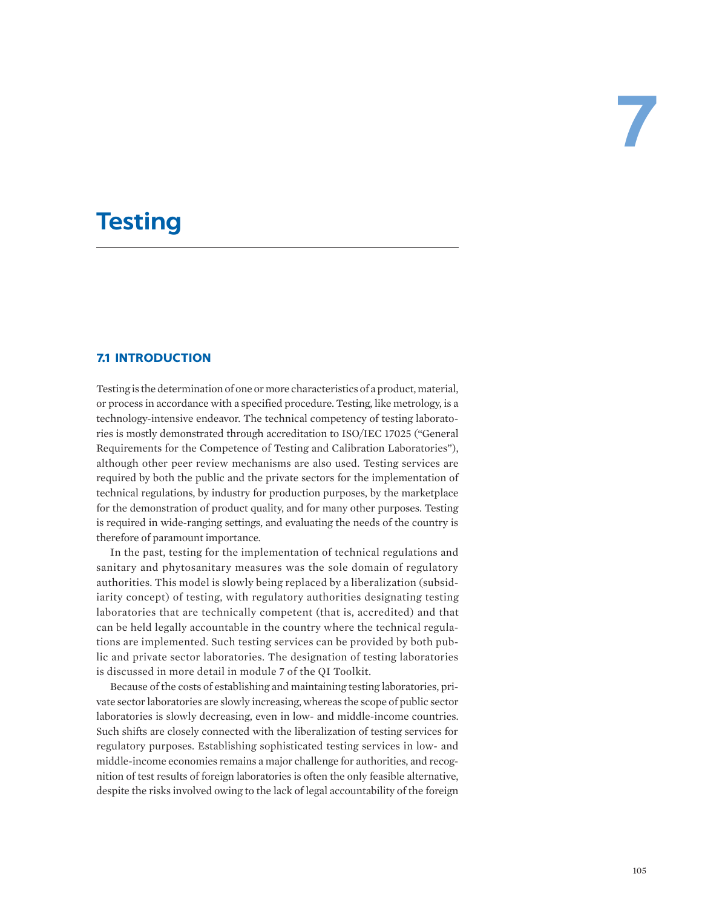# 7

# Testing

## 7.1 INTRODUCTION

Testing is the determination of one or more characteristics of a product, material, or process in accordance with a specified procedure. Testing, like metrology, is a technology-intensive endeavor. The technical competency of testing laboratories is mostly demonstrated through accreditation to ISO/IEC 17025 ("General Requirements for the Competence of Testing and Calibration Laboratories"), although other peer review mechanisms are also used. Testing services are required by both the public and the private sectors for the implementation of technical regulations, by industry for production purposes, by the marketplace for the demonstration of product quality, and for many other purposes. Testing is required in wide-ranging settings, and evaluating the needs of the country is therefore of paramount importance.

In the past, testing for the implementation of technical regulations and sanitary and phytosanitary measures was the sole domain of regulatory authorities. This model is slowly being replaced by a liberalization (subsidiarity concept) of testing, with regulatory authorities designating testing laboratories that are technically competent (that is, accredited) and that can be held legally accountable in the country where the technical regulations are implemented. Such testing services can be provided by both public and private sector laboratories. The designation of testing laboratories is discussed in more detail in module 7 of the QI Toolkit.

Because of the costs of establishing and maintaining testing laboratories, private sector laboratories are slowly increasing, whereas the scope of public sector laboratories is slowly decreasing, even in low- and middle-income countries. Such shifts are closely connected with the liberalization of testing services for regulatory purposes. Establishing sophisticated testing services in low- and middle-income economies remains a major challenge for authorities, and recognition of test results of foreign laboratories is often the only feasible alternative, despite the risks involved owing to the lack of legal accountability of the foreign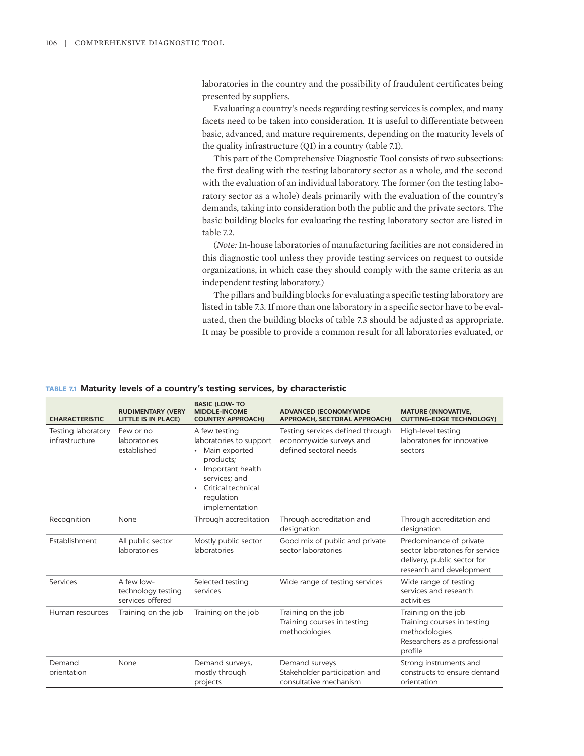laboratories in the country and the possibility of fraudulent certificates being presented by suppliers.

Evaluating a country's needs regarding testing services is complex, and many facets need to be taken into consideration. It is useful to differentiate between basic, advanced, and mature requirements, depending on the maturity levels of the quality infrastructure (QI) in a country (table 7.1).

This part of the Comprehensive Diagnostic Tool consists of two subsections: the first dealing with the testing laboratory sector as a whole, and the second with the evaluation of an individual laboratory. The former (on the testing laboratory sector as a whole) deals primarily with the evaluation of the country's demands, taking into consideration both the public and the private sectors. The basic building blocks for evaluating the testing laboratory sector are listed in table 7.2.

(*Note:* In-house laboratories of manufacturing facilities are not considered in this diagnostic tool unless they provide testing services on request to outside organizations, in which case they should comply with the same criteria as an independent testing laboratory.)

The pillars and building blocks for evaluating a specific testing laboratory are listed in table 7.3. If more than one laboratory in a specific sector have to be evaluated, then the building blocks of table 7.3 should be adjusted as appropriate. It may be possible to provide a common result for all laboratories evaluated, or

**TABLE 7.1 Maturity levels of a country's testing services, by characteristic**

| CHARACTERISTIC | RUDIMENTARY (VERY LITTLE IS IN PLACE) | BASIC (LOW- TO MIDDLE-INCOME COUNTRY APPROACH) | ADVANCED (ECONOMYWIDE APPROACH, SECTORAL APPROACH) | MATURE (INNOVATIVE, CUTTING-EDGE TECHNOLOGY) |
|---|---|---|---|---|
| Testing laboratory infrastructure | Few or no laboratories established | A few testing laboratories to support<br>• Main exported products;<br>• Important health services; and<br>• Critical technical regulation implementation | Testing services defined through economywide surveys and defined sectoral needs | High-level testing laboratories for innovative sectors |
| Recognition | None | Through accreditation | Through accreditation and designation | Through accreditation and designation |
| Establishment | All public sector laboratories | Mostly public sector laboratories | Good mix of public and private sector laboratories | Predominance of private sector laboratories for service delivery, public sector for research and development |
| Services | A few low-technology testing services offered | Selected testing services | Wide range of testing services | Wide range of testing services and research activities |
| Human resources | Training on the job | Training on the job | Training on the job<br>Training courses in testing methodologies | Training on the job<br>Training courses in testing methodologies<br>Researchers as a professional profile |
| Demand orientation | None | Demand surveys, mostly through projects | Demand surveys<br>Stakeholder participation and consultative mechanism | Strong instruments and constructs to ensure demand orientation |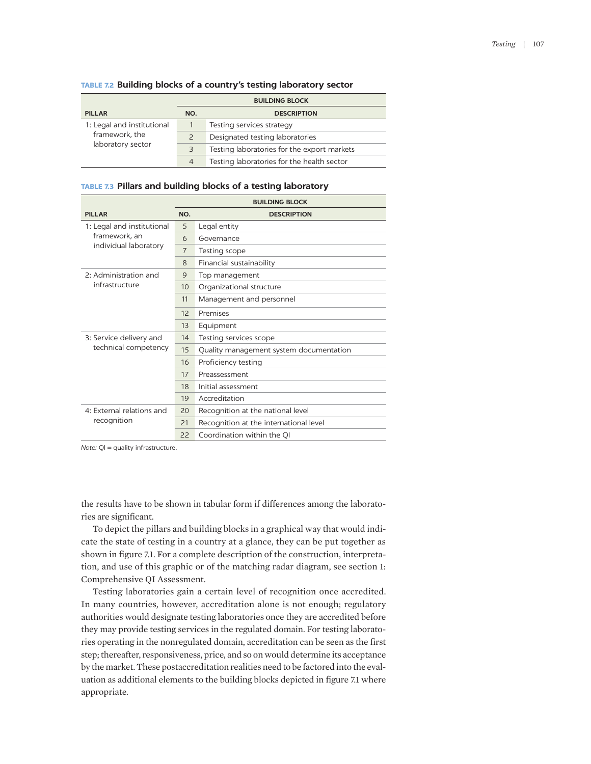**TABLE 7.2 Building blocks of a country's testing laboratory sector**

| PILLAR | BUILDING BLOCK | |
|---|---|---|
| | NO. | DESCRIPTION |
| 1: Legal and institutional framework, the laboratory sector | 1 | Testing services strategy |
| | 2 | Designated testing laboratories |
| | 3 | Testing laboratories for the export markets |
| | 4 | Testing laboratories for the health sector |

**TABLE 7.3 Pillars and building blocks of a testing laboratory**

| PILLAR | BUILDING BLOCK | |
|---|---|---|
| | NO. | DESCRIPTION |
| 1: Legal and institutional framework, an individual laboratory | 5 | Legal entity |
| | 6 | Governance |
| | 7 | Testing scope |
| | 8 | Financial sustainability |
| 2: Administration and infrastructure | 9 | Top management |
| | 10 | Organizational structure |
| | 11 | Management and personnel |
| | 12 | Premises |
| | 13 | Equipment |
| 3: Service delivery and technical competency | 14 | Testing services scope |
| | 15 | Quality management system documentation |
| | 16 | Proficiency testing |
| | 17 | Preassessment |
| | 18 | Initial assessment |
| | 19 | Accreditation |
| 4: External relations and recognition | 20 | Recognition at the national level |
| | 21 | Recognition at the international level |
| | 22 | Coordination within the QI |

*Note:* QI = quality infrastructure.

the results have to be shown in tabular form if differences among the laboratories are significant.

To depict the pillars and building blocks in a graphical way that would indicate the state of testing in a country at a glance, they can be put together as shown in figure 7.1. For a complete description of the construction, interpretation, and use of this graphic or of the matching radar diagram, see section 1: Comprehensive QI Assessment.

Testing laboratories gain a certain level of recognition once accredited. In many countries, however, accreditation alone is not enough; regulatory authorities would designate testing laboratories once they are accredited before they may provide testing services in the regulated domain. For testing laboratories operating in the nonregulated domain, accreditation can be seen as the first step; thereafter, responsiveness, price, and so on would determine its acceptance by the market. These postaccreditation realities need to be factored into the evaluation as additional elements to the building blocks depicted in figure 7.1 where appropriate.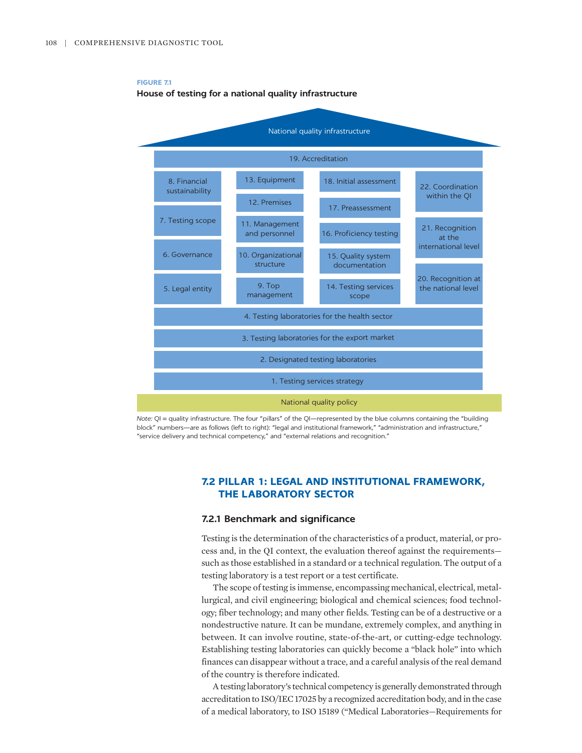**FIGURE 7.1**

**House of testing for a national quality infrastructure**

National quality infrastructure

19. Accreditation

| Legal and institutional framework | Administration and infrastructure | Service delivery and technical competency | External relations and recognition |
|---|---|---|---|
| 8. Financial sustainability | 13. Equipment | 18. Initial assessment | 22. Coordination within the QI |
| 7. Testing scope | 12. Premises | 17. Preassessment | 21. Recognition at the international level |
| 6. Governance | 11. Management and personnel | 16. Proficiency testing | 20. Recognition at the national level |
| 5. Legal entity | 10. Organizational structure | 15. Quality system documentation | |
| | 9. Top management | 14. Testing services scope | |

4. Testing laboratories for the health sector

3. Testing laboratories for the export market

2. Designated testing laboratories

1. Testing services strategy

National quality policy

*Note:* QI = quality infrastructure. The four "pillars" of the QI—represented by the blue columns containing the "building block" numbers—are as follows (left to right): "legal and institutional framework," "administration and infrastructure," "service delivery and technical competency," and "external relations and recognition."

## 7.2 PILLAR 1: LEGAL AND INSTITUTIONAL FRAMEWORK, THE LABORATORY SECTOR

### 7.2.1 Benchmark and significance

Testing is the determination of the characteristics of a product, material, or process and, in the QI context, the evaluation thereof against the requirements—such as those established in a standard or a technical regulation. The output of a testing laboratory is a test report or a test certificate.

The scope of testing is immense, encompassing mechanical, electrical, metallurgical, and civil engineering; biological and chemical sciences; food technology; fiber technology; and many other fields. Testing can be of a destructive or a nondestructive nature. It can be mundane, extremely complex, and anything in between. It can involve routine, state-of-the-art, or cutting-edge technology. Establishing testing laboratories can quickly become a "black hole" into which finances can disappear without a trace, and a careful analysis of the real demand of the country is therefore indicated.

A testing laboratory's technical competency is generally demonstrated through accreditation to ISO/IEC 17025 by a recognized accreditation body, and in the case of a medical laboratory, to ISO 15189 ("Medical Laboratories—Requirements for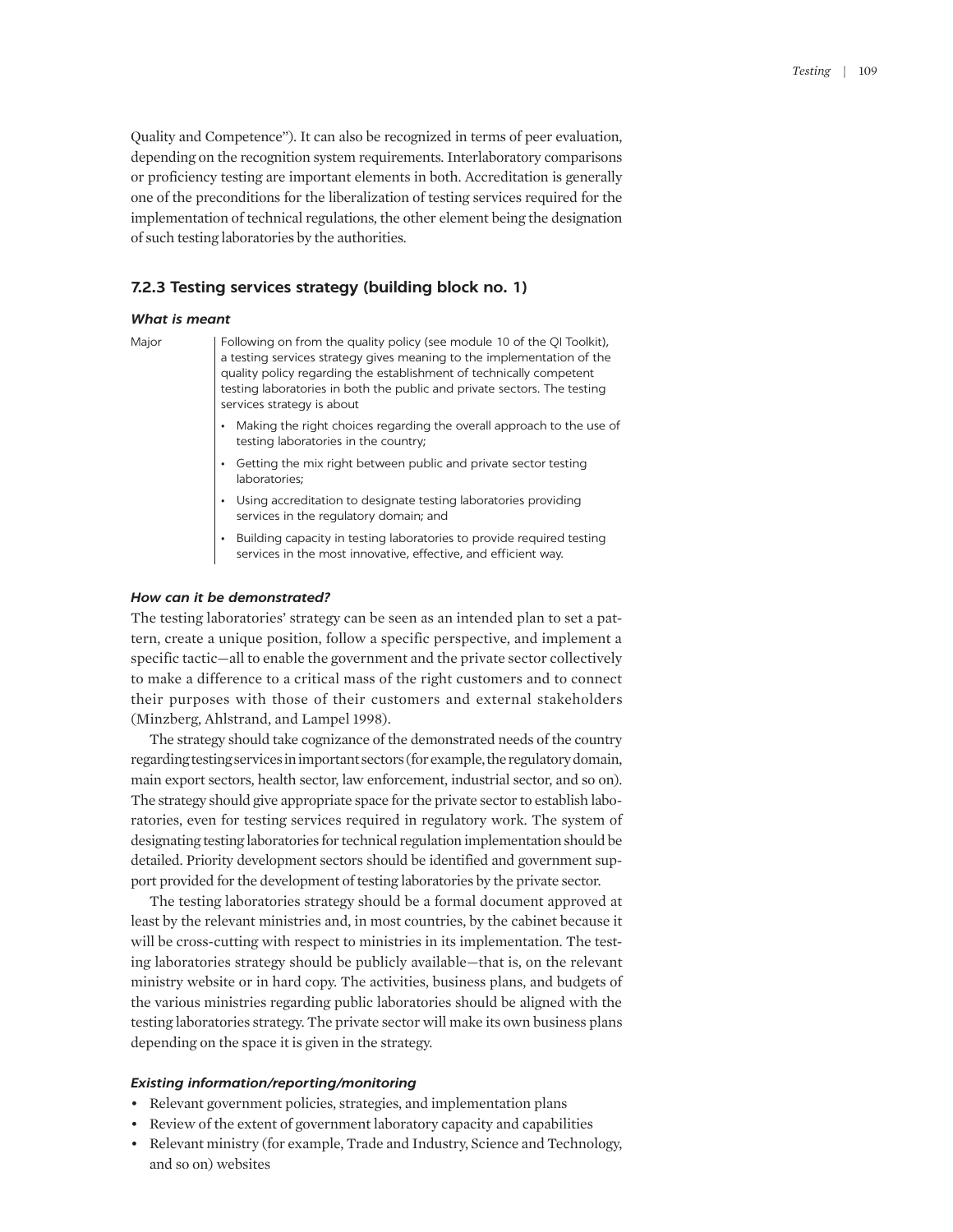Quality and Competence"). It can also be recognized in terms of peer evaluation, depending on the recognition system requirements. Interlaboratory comparisons or proficiency testing are important elements in both. Accreditation is generally one of the preconditions for the liberalization of testing services required for the implementation of technical regulations, the other element being the designation of such testing laboratories by the authorities.

### 7.2.3 Testing services strategy (building block no. 1)

#### *What is meant*

| | |
|---|---|
| Major | Following on from the quality policy (see module 10 of the QI Toolkit), a testing services strategy gives meaning to the implementation of the quality policy regarding the establishment of technically competent testing laboratories in both the public and private sectors. The testing services strategy is about<br>• Making the right choices regarding the overall approach to the use of testing laboratories in the country;<br>• Getting the mix right between public and private sector testing laboratories;<br>• Using accreditation to designate testing laboratories providing services in the regulatory domain; and<br>• Building capacity in testing laboratories to provide required testing services in the most innovative, effective, and efficient way. |

#### *How can it be demonstrated?*

The testing laboratories' strategy can be seen as an intended plan to set a pattern, create a unique position, follow a specific perspective, and implement a specific tactic—all to enable the government and the private sector collectively to make a difference to a critical mass of the right customers and to connect their purposes with those of their customers and external stakeholders (Minzberg, Ahlstrand, and Lampel 1998).

The strategy should take cognizance of the demonstrated needs of the country regarding testing services in important sectors (for example, the regulatory domain, main export sectors, health sector, law enforcement, industrial sector, and so on). The strategy should give appropriate space for the private sector to establish laboratories, even for testing services required in regulatory work. The system of designating testing laboratories for technical regulation implementation should be detailed. Priority development sectors should be identified and government support provided for the development of testing laboratories by the private sector.

The testing laboratories strategy should be a formal document approved at least by the relevant ministries and, in most countries, by the cabinet because it will be cross-cutting with respect to ministries in its implementation. The testing laboratories strategy should be publicly available—that is, on the relevant ministry website or in hard copy. The activities, business plans, and budgets of the various ministries regarding public laboratories should be aligned with the testing laboratories strategy. The private sector will make its own business plans depending on the space it is given in the strategy.

#### *Existing information/reporting/monitoring*

- Relevant government policies, strategies, and implementation plans
- Review of the extent of government laboratory capacity and capabilities
- Relevant ministry (for example, Trade and Industry, Science and Technology, and so on) websites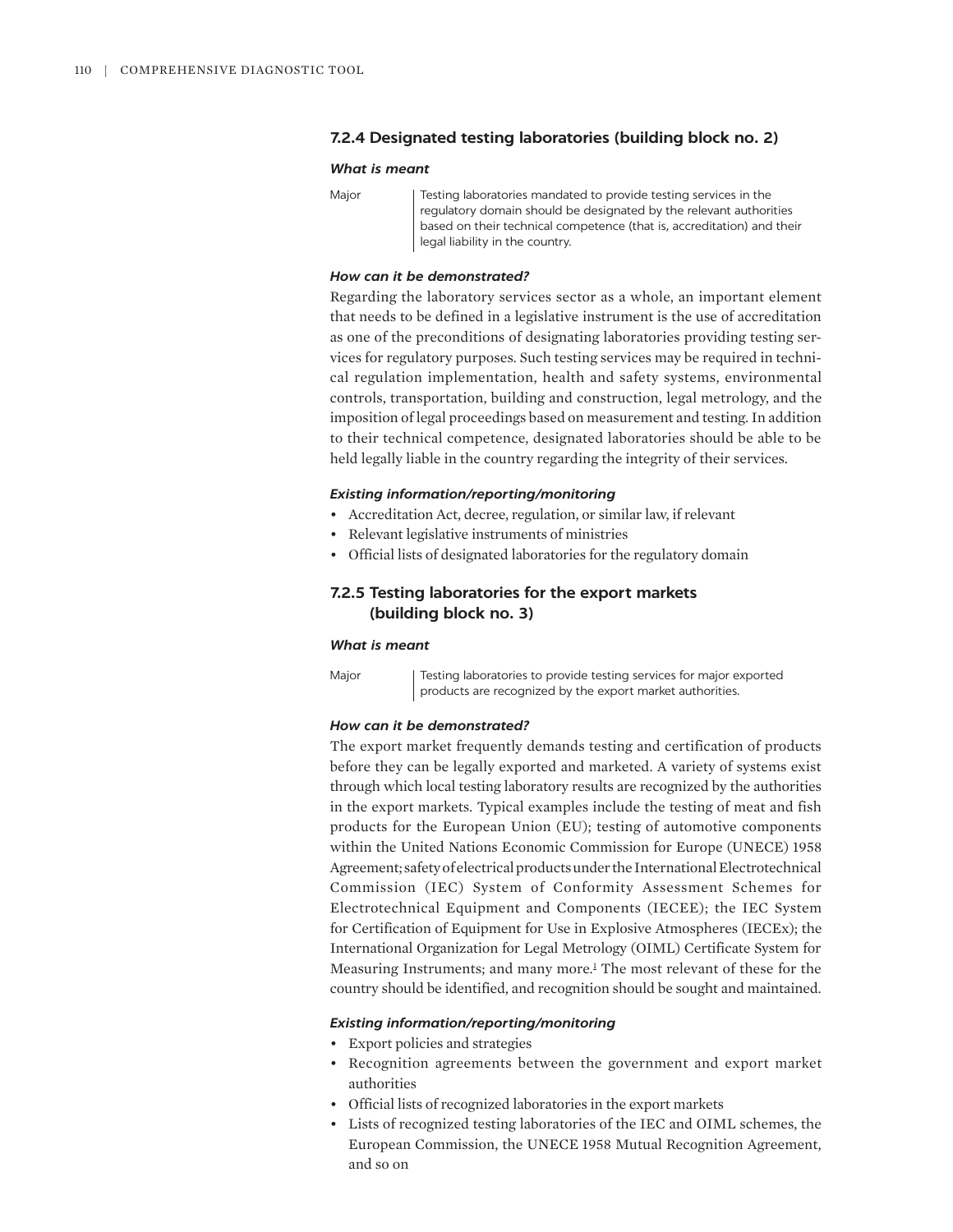### 7.2.4 Designated testing laboratories (building block no. 2)

#### *What is meant*

| | |
|---|---|
| Major | Testing laboratories mandated to provide testing services in the regulatory domain should be designated by the relevant authorities based on their technical competence (that is, accreditation) and their legal liability in the country. |

#### *How can it be demonstrated?*

Regarding the laboratory services sector as a whole, an important element that needs to be defined in a legislative instrument is the use of accreditation as one of the preconditions of designating laboratories providing testing services for regulatory purposes. Such testing services may be required in technical regulation implementation, health and safety systems, environmental controls, transportation, building and construction, legal metrology, and the imposition of legal proceedings based on measurement and testing. In addition to their technical competence, designated laboratories should be able to be held legally liable in the country regarding the integrity of their services.

#### *Existing information/reporting/monitoring*

- Accreditation Act, decree, regulation, or similar law, if relevant
- Relevant legislative instruments of ministries
- Official lists of designated laboratories for the regulatory domain

### 7.2.5 Testing laboratories for the export markets (building block no. 3)

#### *What is meant*

| | |
|---|---|
| Major | Testing laboratories to provide testing services for major exported products are recognized by the export market authorities. |

#### *How can it be demonstrated?*

The export market frequently demands testing and certification of products before they can be legally exported and marketed. A variety of systems exist through which local testing laboratory results are recognized by the authorities in the export markets. Typical examples include the testing of meat and fish products for the European Union (EU); testing of automotive components within the United Nations Economic Commission for Europe (UNECE) 1958 Agreement; safety of electrical products under the International Electrotechnical Commission (IEC) System of Conformity Assessment Schemes for Electrotechnical Equipment and Components (IECEE); the IEC System for Certification of Equipment for Use in Explosive Atmospheres (IECEx); the International Organization for Legal Metrology (OIML) Certificate System for Measuring Instruments; and many more.[1] The most relevant of these for the country should be identified, and recognition should be sought and maintained.

#### *Existing information/reporting/monitoring*

- Export policies and strategies
- Recognition agreements between the government and export market authorities
- Official lists of recognized laboratories in the export markets
- Lists of recognized testing laboratories of the IEC and OIML schemes, the European Commission, the UNECE 1958 Mutual Recognition Agreement, and so on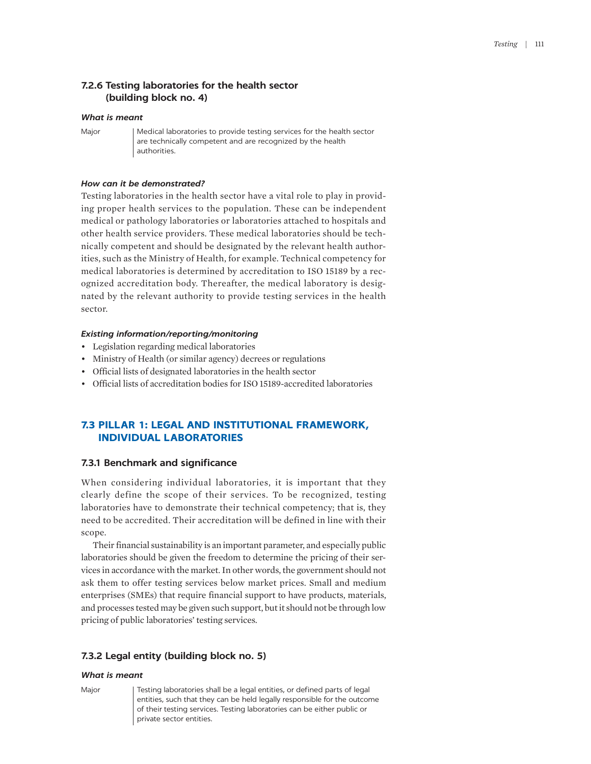### 7.2.6 Testing laboratories for the health sector (building block no. 4)

#### *What is meant*

| | |
|---|---|
| Major | Medical laboratories to provide testing services for the health sector are technically competent and are recognized by the health authorities. |

#### *How can it be demonstrated?*

Testing laboratories in the health sector have a vital role to play in providing proper health services to the population. These can be independent medical or pathology laboratories or laboratories attached to hospitals and other health service providers. These medical laboratories should be technically competent and should be designated by the relevant health authorities, such as the Ministry of Health, for example. Technical competency for medical laboratories is determined by accreditation to ISO 15189 by a recognized accreditation body. Thereafter, the medical laboratory is designated by the relevant authority to provide testing services in the health sector.

#### *Existing information/reporting/monitoring*

- Legislation regarding medical laboratories
- Ministry of Health (or similar agency) decrees or regulations
- Official lists of designated laboratories in the health sector
- Official lists of accreditation bodies for ISO 15189-accredited laboratories

## 7.3 PILLAR 1: LEGAL AND INSTITUTIONAL FRAMEWORK, INDIVIDUAL LABORATORIES

### 7.3.1 Benchmark and significance

When considering individual laboratories, it is important that they clearly define the scope of their services. To be recognized, testing laboratories have to demonstrate their technical competency; that is, they need to be accredited. Their accreditation will be defined in line with their scope.

Their financial sustainability is an important parameter, and especially public laboratories should be given the freedom to determine the pricing of their services in accordance with the market. In other words, the government should not ask them to offer testing services below market prices. Small and medium enterprises (SMEs) that require financial support to have products, materials, and processes tested may be given such support, but it should not be through low pricing of public laboratories' testing services.

### 7.3.2 Legal entity (building block no. 5)

#### *What is meant*

| | |
|---|---|
| Major | Testing laboratories shall be a legal entities, or defined parts of legal entities, such that they can be held legally responsible for the outcome of their testing services. Testing laboratories can be either public or private sector entities. |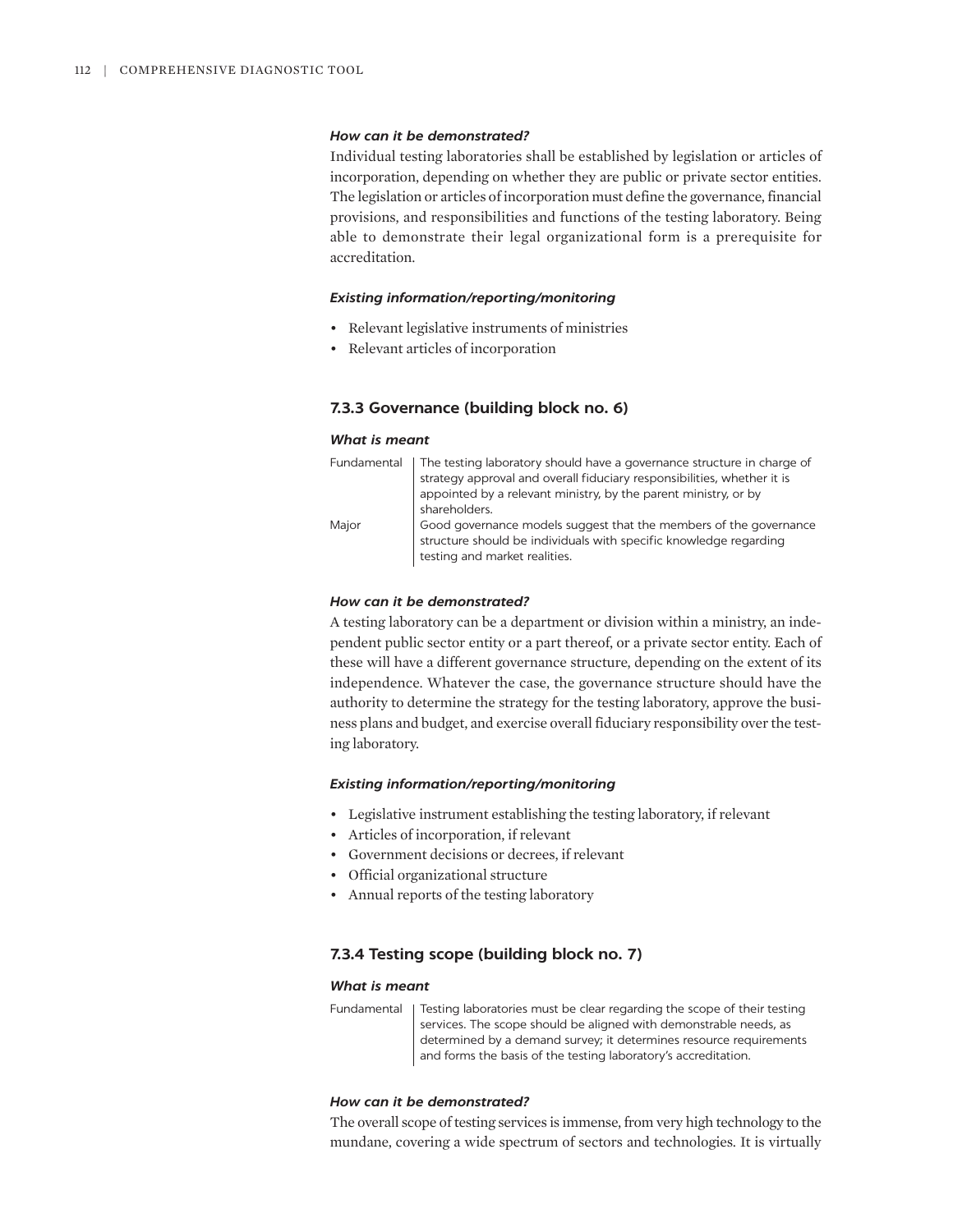#### *How can it be demonstrated?*

Individual testing laboratories shall be established by legislation or articles of incorporation, depending on whether they are public or private sector entities. The legislation or articles of incorporation must define the governance, financial provisions, and responsibilities and functions of the testing laboratory. Being able to demonstrate their legal organizational form is a prerequisite for accreditation.

#### *Existing information/reporting/monitoring*

- Relevant legislative instruments of ministries
- Relevant articles of incorporation

### 7.3.3 Governance (building block no. 6)

#### *What is meant*

| | |
|---|---|
| Fundamental | The testing laboratory should have a governance structure in charge of strategy approval and overall fiduciary responsibilities, whether it is appointed by a relevant ministry, by the parent ministry, or by shareholders. |
| Major | Good governance models suggest that the members of the governance structure should be individuals with specific knowledge regarding testing and market realities. |

#### *How can it be demonstrated?*

A testing laboratory can be a department or division within a ministry, an independent public sector entity or a part thereof, or a private sector entity. Each of these will have a different governance structure, depending on the extent of its independence. Whatever the case, the governance structure should have the authority to determine the strategy for the testing laboratory, approve the business plans and budget, and exercise overall fiduciary responsibility over the testing laboratory.

#### *Existing information/reporting/monitoring*

- Legislative instrument establishing the testing laboratory, if relevant
- Articles of incorporation, if relevant
- Government decisions or decrees, if relevant
- Official organizational structure
- Annual reports of the testing laboratory

### 7.3.4 Testing scope (building block no. 7)

#### *What is meant*

| | |
|---|---|
| Fundamental | Testing laboratories must be clear regarding the scope of their testing services. The scope should be aligned with demonstrable needs, as determined by a demand survey; it determines resource requirements and forms the basis of the testing laboratory's accreditation. |

#### *How can it be demonstrated?*

The overall scope of testing services is immense, from very high technology to the mundane, covering a wide spectrum of sectors and technologies. It is virtually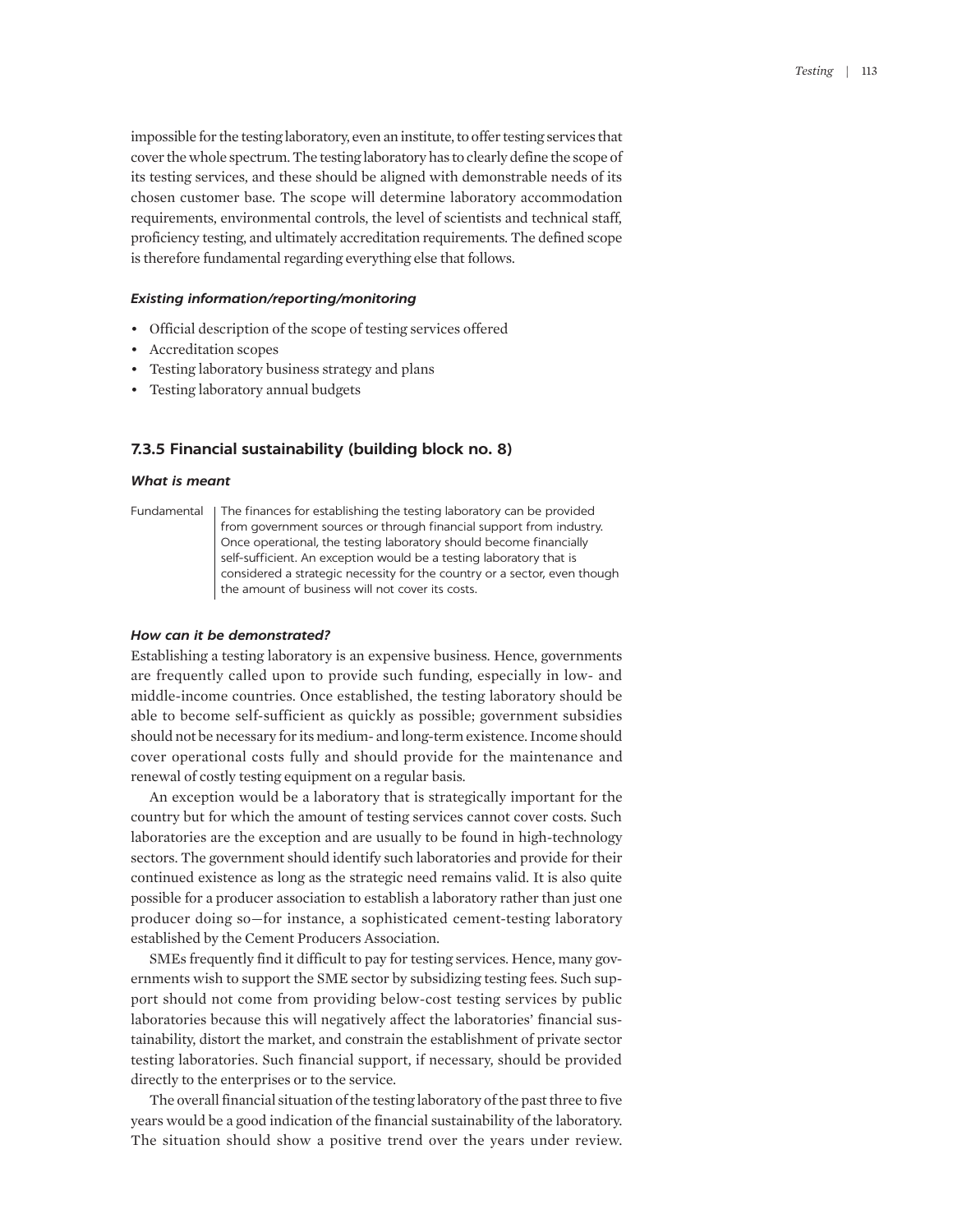impossible for the testing laboratory, even an institute, to offer testing services that cover the whole spectrum. The testing laboratory has to clearly define the scope of its testing services, and these should be aligned with demonstrable needs of its chosen customer base. The scope will determine laboratory accommodation requirements, environmental controls, the level of scientists and technical staff, proficiency testing, and ultimately accreditation requirements. The defined scope is therefore fundamental regarding everything else that follows.

#### *Existing information/reporting/monitoring*

- Official description of the scope of testing services offered
- Accreditation scopes
- Testing laboratory business strategy and plans
- Testing laboratory annual budgets

### 7.3.5 Financial sustainability (building block no. 8)

#### *What is meant*

| Fundamental | The finances for establishing the testing laboratory can be provided from government sources or through financial support from industry. Once operational, the testing laboratory should become financially self-sufficient. An exception would be a testing laboratory that is considered a strategic necessity for the country or a sector, even though the amount of business will not cover its costs. |
|---|---|

#### *How can it be demonstrated?*

Establishing a testing laboratory is an expensive business. Hence, governments are frequently called upon to provide such funding, especially in low- and middle-income countries. Once established, the testing laboratory should be able to become self-sufficient as quickly as possible; government subsidies should not be necessary for its medium- and long-term existence. Income should cover operational costs fully and should provide for the maintenance and renewal of costly testing equipment on a regular basis.

An exception would be a laboratory that is strategically important for the country but for which the amount of testing services cannot cover costs. Such laboratories are the exception and are usually to be found in high-technology sectors. The government should identify such laboratories and provide for their continued existence as long as the strategic need remains valid. It is also quite possible for a producer association to establish a laboratory rather than just one producer doing so—for instance, a sophisticated cement-testing laboratory established by the Cement Producers Association.

SMEs frequently find it difficult to pay for testing services. Hence, many governments wish to support the SME sector by subsidizing testing fees. Such support should not come from providing below-cost testing services by public laboratories because this will negatively affect the laboratories' financial sustainability, distort the market, and constrain the establishment of private sector testing laboratories. Such financial support, if necessary, should be provided directly to the enterprises or to the service.

The overall financial situation of the testing laboratory of the past three to five years would be a good indication of the financial sustainability of the laboratory. The situation should show a positive trend over the years under review.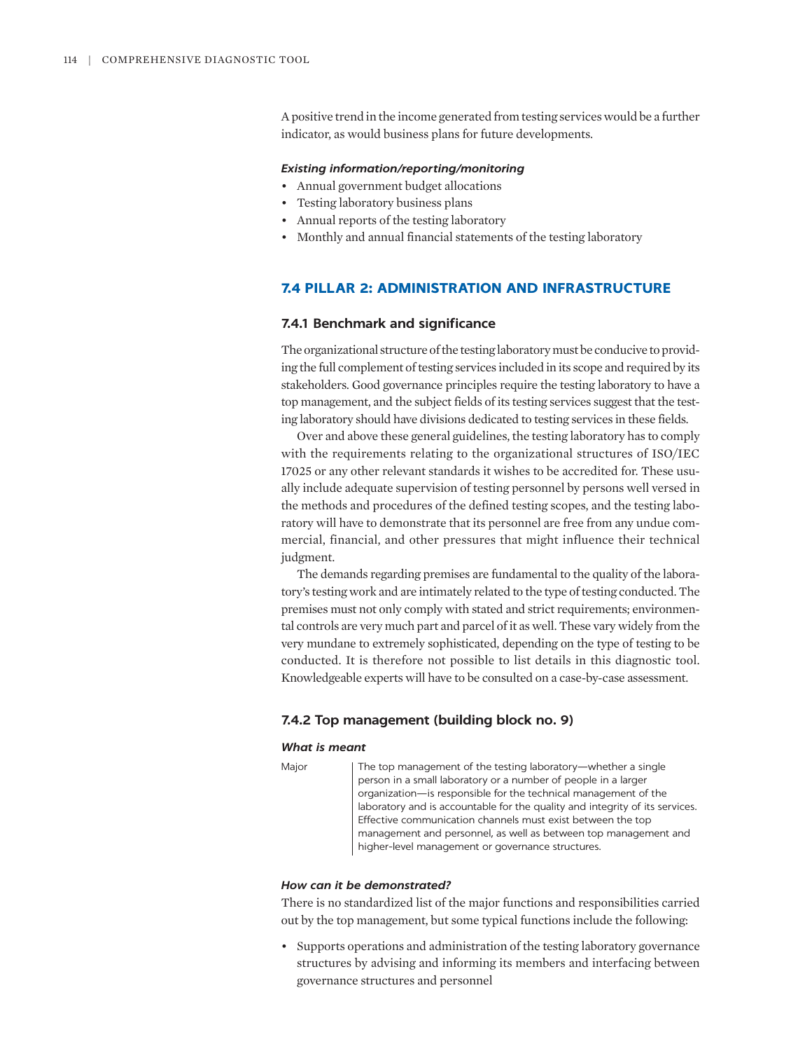A positive trend in the income generated from testing services would be a further indicator, as would business plans for future developments.

***Existing information/reporting/monitoring***

- Annual government budget allocations
- Testing laboratory business plans
- Annual reports of the testing laboratory
- Monthly and annual financial statements of the testing laboratory

## 7.4 PILLAR 2: ADMINISTRATION AND INFRASTRUCTURE

### 7.4.1 Benchmark and significance

The organizational structure of the testing laboratory must be conducive to providing the full complement of testing services included in its scope and required by its stakeholders. Good governance principles require the testing laboratory to have a top management, and the subject fields of its testing services suggest that the testing laboratory should have divisions dedicated to testing services in these fields.

Over and above these general guidelines, the testing laboratory has to comply with the requirements relating to the organizational structures of ISO/IEC 17025 or any other relevant standards it wishes to be accredited for. These usually include adequate supervision of testing personnel by persons well versed in the methods and procedures of the defined testing scopes, and the testing laboratory will have to demonstrate that its personnel are free from any undue commercial, financial, and other pressures that might influence their technical judgment.

The demands regarding premises are fundamental to the quality of the laboratory's testing work and are intimately related to the type of testing conducted. The premises must not only comply with stated and strict requirements; environmental controls are very much part and parcel of it as well. These vary widely from the very mundane to extremely sophisticated, depending on the type of testing to be conducted. It is therefore not possible to list details in this diagnostic tool. Knowledgeable experts will have to be consulted on a case-by-case assessment.

### 7.4.2 Top management (building block no. 9)

***What is meant***

| | |
|---|---|
| Major | The top management of the testing laboratory—whether a single person in a small laboratory or a number of people in a larger organization—is responsible for the technical management of the laboratory and is accountable for the quality and integrity of its services. Effective communication channels must exist between the top management and personnel, as well as between top management and higher-level management or governance structures. |

***How can it be demonstrated?***

There is no standardized list of the major functions and responsibilities carried out by the top management, but some typical functions include the following:

- Supports operations and administration of the testing laboratory governance structures by advising and informing its members and interfacing between governance structures and personnel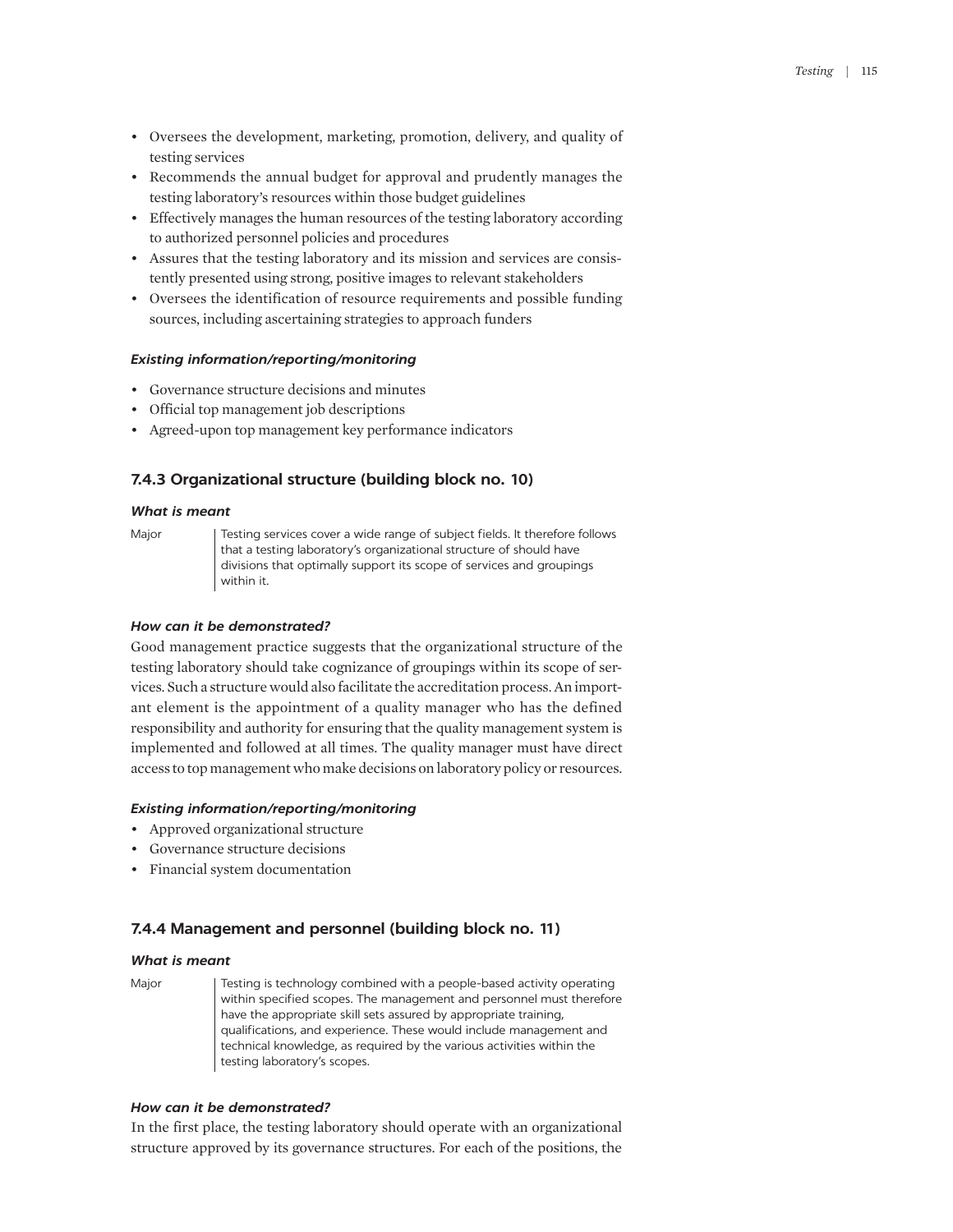- Oversees the development, marketing, promotion, delivery, and quality of testing services
- Recommends the annual budget for approval and prudently manages the testing laboratory's resources within those budget guidelines
- Effectively manages the human resources of the testing laboratory according to authorized personnel policies and procedures
- Assures that the testing laboratory and its mission and services are consistently presented using strong, positive images to relevant stakeholders
- Oversees the identification of resource requirements and possible funding sources, including ascertaining strategies to approach funders

#### *Existing information/reporting/monitoring*

- Governance structure decisions and minutes
- Official top management job descriptions
- Agreed-upon top management key performance indicators

### 7.4.3 Organizational structure (building block no. 10)

#### *What is meant*

| | |
|---|---|
| Major | Testing services cover a wide range of subject fields. It therefore follows that a testing laboratory's organizational structure of should have divisions that optimally support its scope of services and groupings within it. |

#### *How can it be demonstrated?*

Good management practice suggests that the organizational structure of the testing laboratory should take cognizance of groupings within its scope of services. Such a structure would also facilitate the accreditation process. An important element is the appointment of a quality manager who has the defined responsibility and authority for ensuring that the quality management system is implemented and followed at all times. The quality manager must have direct access to top management who make decisions on laboratory policy or resources.

#### *Existing information/reporting/monitoring*

- Approved organizational structure
- Governance structure decisions
- Financial system documentation

### 7.4.4 Management and personnel (building block no. 11)

#### *What is meant*

| | |
|---|---|
| Major | Testing is technology combined with a people-based activity operating within specified scopes. The management and personnel must therefore have the appropriate skill sets assured by appropriate training, qualifications, and experience. These would include management and technical knowledge, as required by the various activities within the testing laboratory's scopes. |

#### *How can it be demonstrated?*

In the first place, the testing laboratory should operate with an organizational structure approved by its governance structures. For each of the positions, the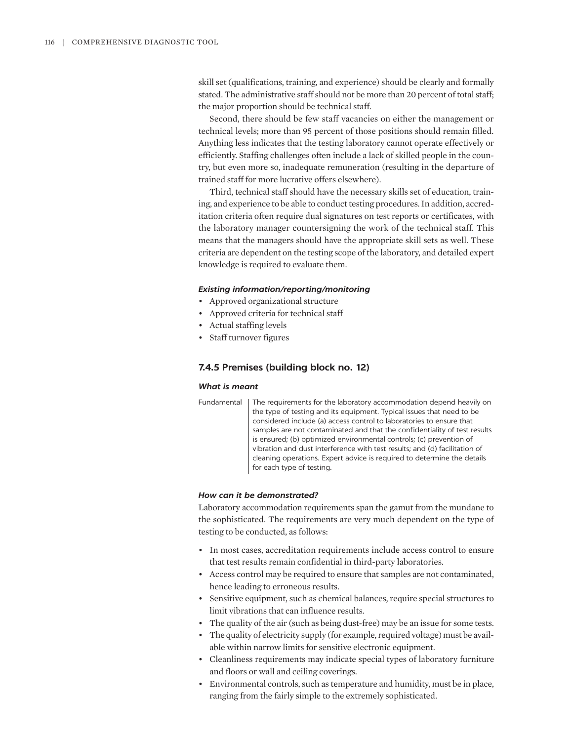skill set (qualifications, training, and experience) should be clearly and formally stated. The administrative staff should not be more than 20 percent of total staff; the major proportion should be technical staff.

Second, there should be few staff vacancies on either the management or technical levels; more than 95 percent of those positions should remain filled. Anything less indicates that the testing laboratory cannot operate effectively or efficiently. Staffing challenges often include a lack of skilled people in the country, but even more so, inadequate remuneration (resulting in the departure of trained staff for more lucrative offers elsewhere).

Third, technical staff should have the necessary skills set of education, training, and experience to be able to conduct testing procedures. In addition, accreditation criteria often require dual signatures on test reports or certificates, with the laboratory manager countersigning the work of the technical staff. This means that the managers should have the appropriate skill sets as well. These criteria are dependent on the testing scope of the laboratory, and detailed expert knowledge is required to evaluate them.

#### *Existing information/reporting/monitoring*

- Approved organizational structure
- Approved criteria for technical staff
- Actual staffing levels
- Staff turnover figures

### 7.4.5 Premises (building block no. 12)

#### *What is meant*

| Fundamental | The requirements for the laboratory accommodation depend heavily on the type of testing and its equipment. Typical issues that need to be considered include (a) access control to laboratories to ensure that samples are not contaminated and that the confidentiality of test results is ensured; (b) optimized environmental controls; (c) prevention of vibration and dust interference with test results; and (d) facilitation of cleaning operations. Expert advice is required to determine the details for each type of testing. |
|---|---|

#### *How can it be demonstrated?*

Laboratory accommodation requirements span the gamut from the mundane to the sophisticated. The requirements are very much dependent on the type of testing to be conducted, as follows:

- In most cases, accreditation requirements include access control to ensure that test results remain confidential in third-party laboratories.
- Access control may be required to ensure that samples are not contaminated, hence leading to erroneous results.
- Sensitive equipment, such as chemical balances, require special structures to limit vibrations that can influence results.
- The quality of the air (such as being dust-free) may be an issue for some tests.
- The quality of electricity supply (for example, required voltage) must be available within narrow limits for sensitive electronic equipment.
- Cleanliness requirements may indicate special types of laboratory furniture and floors or wall and ceiling coverings.
- Environmental controls, such as temperature and humidity, must be in place, ranging from the fairly simple to the extremely sophisticated.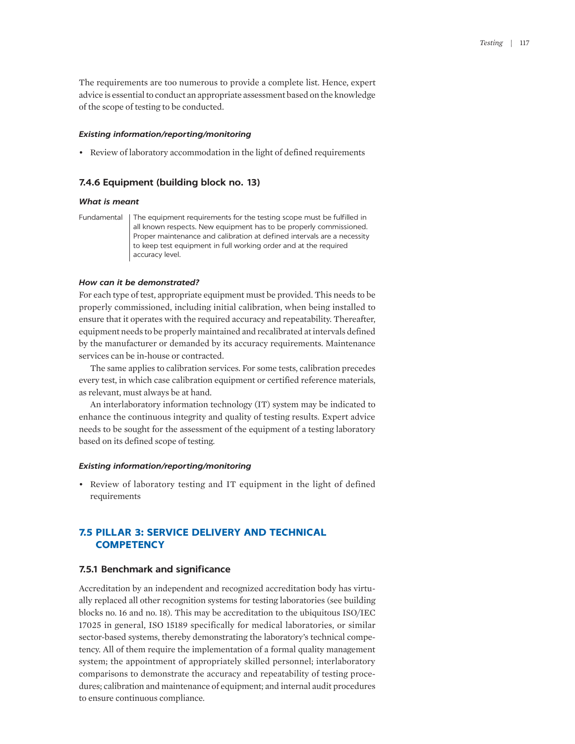The requirements are too numerous to provide a complete list. Hence, expert advice is essential to conduct an appropriate assessment based on the knowledge of the scope of testing to be conducted.

#### *Existing information/reporting/monitoring*

- Review of laboratory accommodation in the light of defined requirements

### 7.4.6 Equipment (building block no. 13)

#### *What is meant*

| Fundamental | The equipment requirements for the testing scope must be fulfilled in all known respects. New equipment has to be properly commissioned. Proper maintenance and calibration at defined intervals are a necessity to keep test equipment in full working order and at the required accuracy level. |
|---|---|

#### *How can it be demonstrated?*

For each type of test, appropriate equipment must be provided. This needs to be properly commissioned, including initial calibration, when being installed to ensure that it operates with the required accuracy and repeatability. Thereafter, equipment needs to be properly maintained and recalibrated at intervals defined by the manufacturer or demanded by its accuracy requirements. Maintenance services can be in-house or contracted.

The same applies to calibration services. For some tests, calibration precedes every test, in which case calibration equipment or certified reference materials, as relevant, must always be at hand.

An interlaboratory information technology (IT) system may be indicated to enhance the continuous integrity and quality of testing results. Expert advice needs to be sought for the assessment of the equipment of a testing laboratory based on its defined scope of testing.

#### *Existing information/reporting/monitoring*

- Review of laboratory testing and IT equipment in the light of defined requirements

## 7.5 PILLAR 3: SERVICE DELIVERY AND TECHNICAL COMPETENCY

### 7.5.1 Benchmark and significance

Accreditation by an independent and recognized accreditation body has virtually replaced all other recognition systems for testing laboratories (see building blocks no. 16 and no. 18). This may be accreditation to the ubiquitous ISO/IEC 17025 in general, ISO 15189 specifically for medical laboratories, or similar sector-based systems, thereby demonstrating the laboratory's technical competency. All of them require the implementation of a formal quality management system; the appointment of appropriately skilled personnel; interlaboratory comparisons to demonstrate the accuracy and repeatability of testing procedures; calibration and maintenance of equipment; and internal audit procedures to ensure continuous compliance.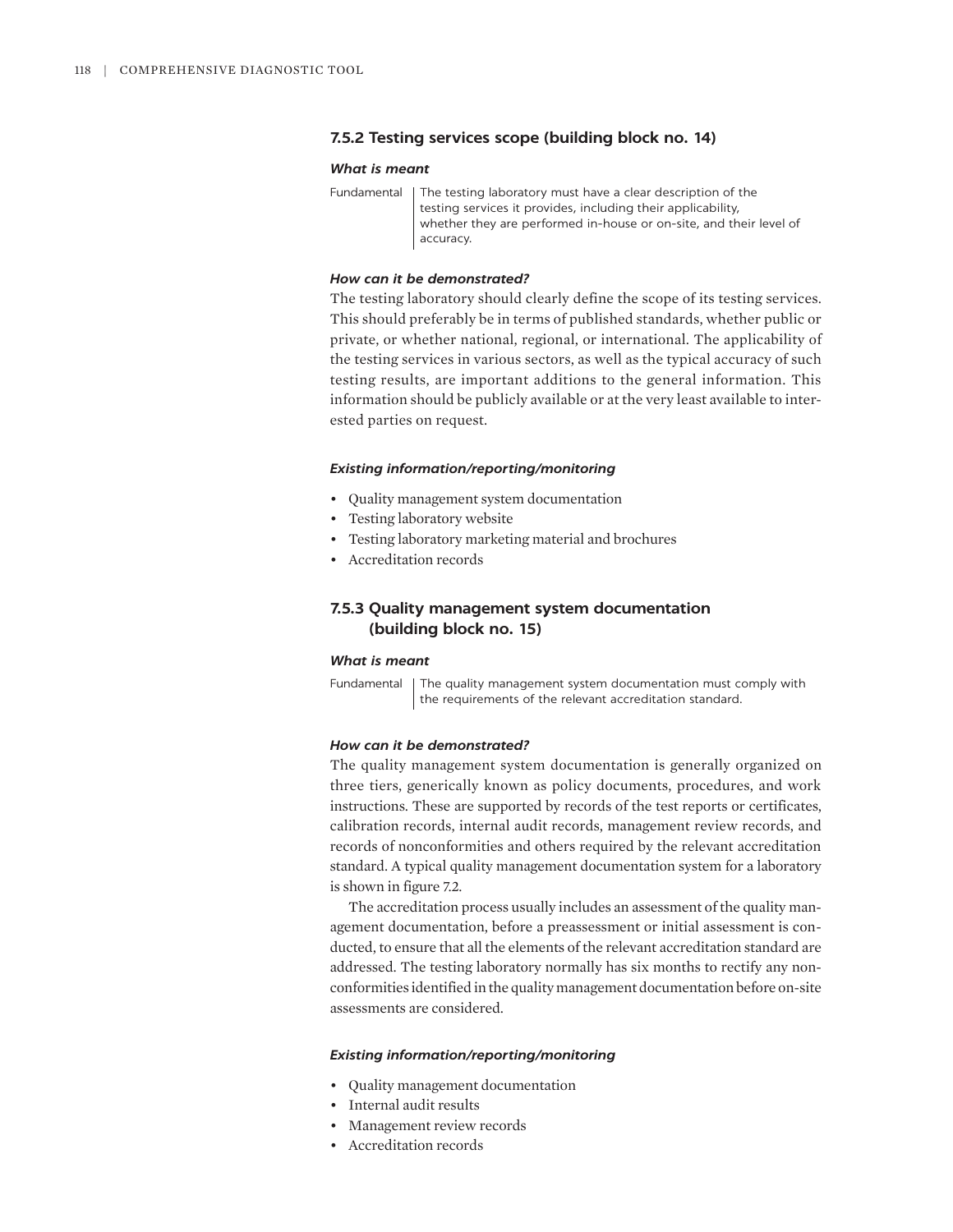### 7.5.2 Testing services scope (building block no. 14)

#### *What is meant*

| | |
|---|---|
| Fundamental | The testing laboratory must have a clear description of the testing services it provides, including their applicability, whether they are performed in-house or on-site, and their level of accuracy. |

#### *How can it be demonstrated?*

The testing laboratory should clearly define the scope of its testing services. This should preferably be in terms of published standards, whether public or private, or whether national, regional, or international. The applicability of the testing services in various sectors, as well as the typical accuracy of such testing results, are important additions to the general information. This information should be publicly available or at the very least available to interested parties on request.

#### *Existing information/reporting/monitoring*

- Quality management system documentation
- Testing laboratory website
- Testing laboratory marketing material and brochures
- Accreditation records

### 7.5.3 Quality management system documentation (building block no. 15)

#### *What is meant*

| | |
|---|---|
| Fundamental | The quality management system documentation must comply with the requirements of the relevant accreditation standard. |

#### *How can it be demonstrated?*

The quality management system documentation is generally organized on three tiers, generically known as policy documents, procedures, and work instructions. These are supported by records of the test reports or certificates, calibration records, internal audit records, management review records, and records of nonconformities and others required by the relevant accreditation standard. A typical quality management documentation system for a laboratory is shown in figure 7.2.

The accreditation process usually includes an assessment of the quality management documentation, before a preassessment or initial assessment is conducted, to ensure that all the elements of the relevant accreditation standard are addressed. The testing laboratory normally has six months to rectify any nonconformities identified in the quality management documentation before on-site assessments are considered.

#### *Existing information/reporting/monitoring*

- Quality management documentation
- Internal audit results
- Management review records
- Accreditation records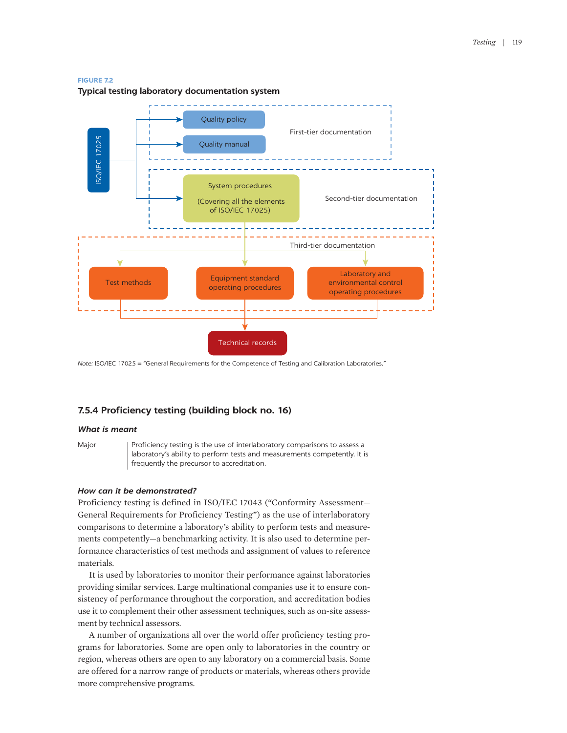**FIGURE 7.2**

**Typical testing laboratory documentation system**

ISO/IEC 17025

First-tier documentation
- Quality policy
- Quality manual

Second-tier documentation
- System procedures (Covering all the elements of ISO/IEC 17025)

Third-tier documentation
- Test methods
- Equipment standard operating procedures
- Laboratory and environmental control operating procedures

Technical records

*Note:* ISO/IEC 17025 = "General Requirements for the Competence of Testing and Calibration Laboratories."

### 7.5.4 Proficiency testing (building block no. 16)

#### *What is meant*

| Major | Proficiency testing is the use of interlaboratory comparisons to assess a laboratory's ability to perform tests and measurements competently. It is frequently the precursor to accreditation. |
|---|---|

#### *How can it be demonstrated?*

Proficiency testing is defined in ISO/IEC 17043 ("Conformity Assessment—General Requirements for Proficiency Testing") as the use of interlaboratory comparisons to determine a laboratory's ability to perform tests and measurements competently—a benchmarking activity. It is also used to determine performance characteristics of test methods and assignment of values to reference materials.

It is used by laboratories to monitor their performance against laboratories providing similar services. Large multinational companies use it to ensure consistency of performance throughout the corporation, and accreditation bodies use it to complement their other assessment techniques, such as on-site assessment by technical assessors.

A number of organizations all over the world offer proficiency testing programs for laboratories. Some are open only to laboratories in the country or region, whereas others are open to any laboratory on a commercial basis. Some are offered for a narrow range of products or materials, whereas others provide more comprehensive programs.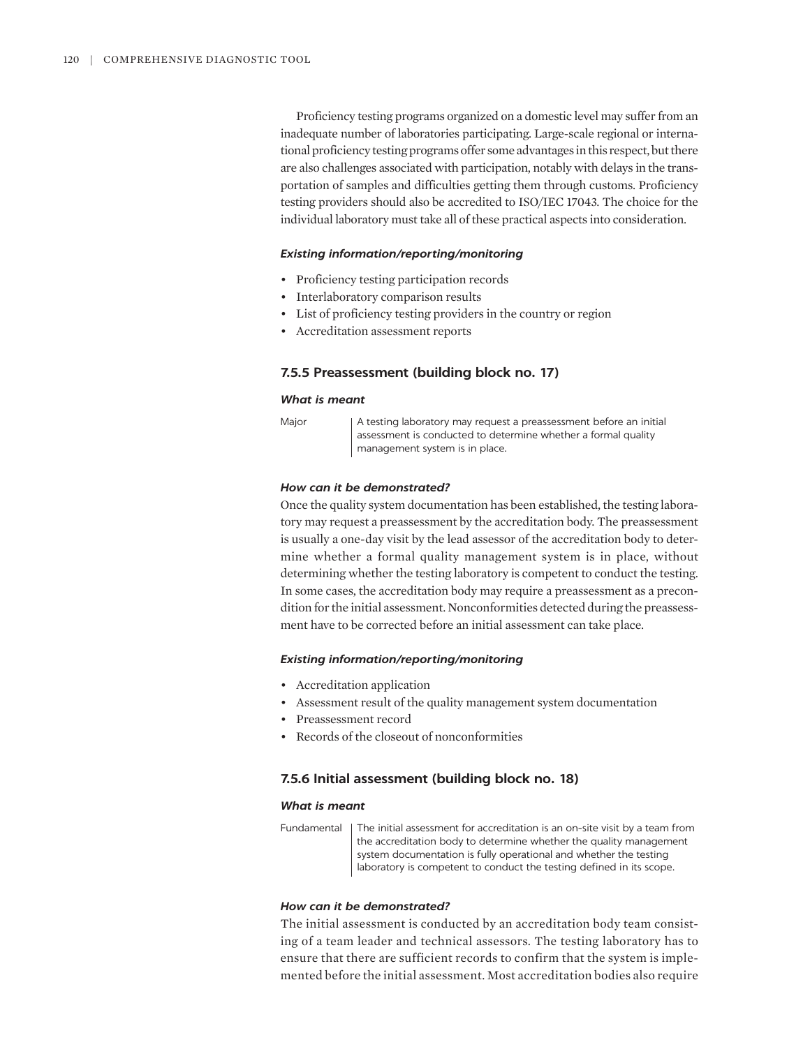Proficiency testing programs organized on a domestic level may suffer from an inadequate number of laboratories participating. Large-scale regional or international proficiency testing programs offer some advantages in this respect, but there are also challenges associated with participation, notably with delays in the transportation of samples and difficulties getting them through customs. Proficiency testing providers should also be accredited to ISO/IEC 17043. The choice for the individual laboratory must take all of these practical aspects into consideration.

#### *Existing information/reporting/monitoring*

- Proficiency testing participation records
- Interlaboratory comparison results
- List of proficiency testing providers in the country or region
- Accreditation assessment reports

### 7.5.5 Preassessment (building block no. 17)

#### *What is meant*

| Major | A testing laboratory may request a preassessment before an initial assessment is conducted to determine whether a formal quality management system is in place. |
|---|---|

#### *How can it be demonstrated?*

Once the quality system documentation has been established, the testing laboratory may request a preassessment by the accreditation body. The preassessment is usually a one-day visit by the lead assessor of the accreditation body to determine whether a formal quality management system is in place, without determining whether the testing laboratory is competent to conduct the testing. In some cases, the accreditation body may require a preassessment as a precondition for the initial assessment. Nonconformities detected during the preassessment have to be corrected before an initial assessment can take place.

#### *Existing information/reporting/monitoring*

- Accreditation application
- Assessment result of the quality management system documentation
- Preassessment record
- Records of the closeout of nonconformities

### 7.5.6 Initial assessment (building block no. 18)

#### *What is meant*

| Fundamental | The initial assessment for accreditation is an on-site visit by a team from the accreditation body to determine whether the quality management system documentation is fully operational and whether the testing laboratory is competent to conduct the testing defined in its scope. |
|---|---|

#### *How can it be demonstrated?*

The initial assessment is conducted by an accreditation body team consisting of a team leader and technical assessors. The testing laboratory has to ensure that there are sufficient records to confirm that the system is implemented before the initial assessment. Most accreditation bodies also require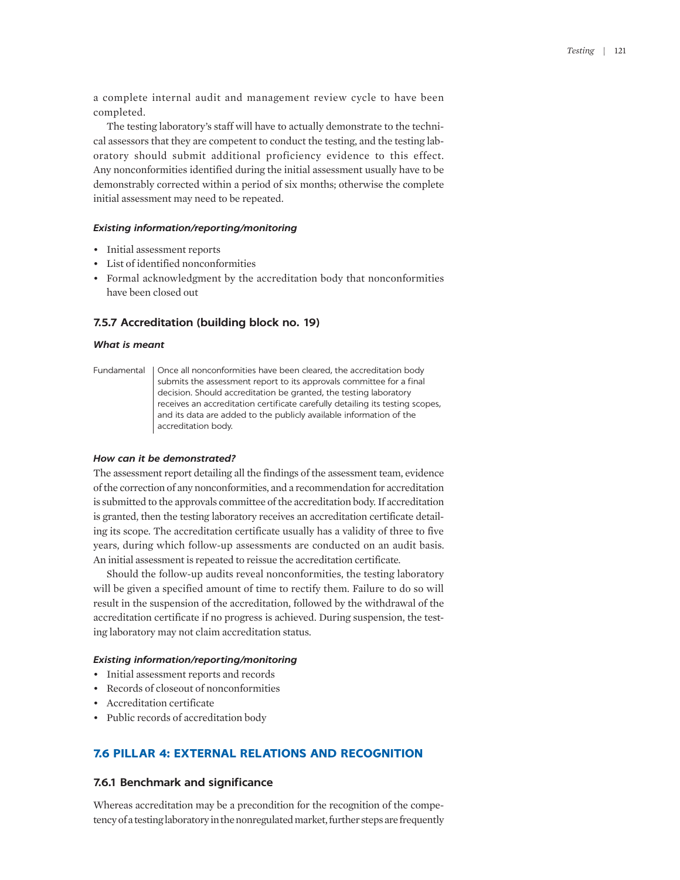a complete internal audit and management review cycle to have been completed.

The testing laboratory's staff will have to actually demonstrate to the technical assessors that they are competent to conduct the testing, and the testing laboratory should submit additional proficiency evidence to this effect. Any nonconformities identified during the initial assessment usually have to be demonstrably corrected within a period of six months; otherwise the complete initial assessment may need to be repeated.

#### *Existing information/reporting/monitoring*

- Initial assessment reports
- List of identified nonconformities
- Formal acknowledgment by the accreditation body that nonconformities have been closed out

### 7.5.7 Accreditation (building block no. 19)

#### *What is meant*

| | |
|---|---|
| Fundamental | Once all nonconformities have been cleared, the accreditation body submits the assessment report to its approvals committee for a final decision. Should accreditation be granted, the testing laboratory receives an accreditation certificate carefully detailing its testing scopes, and its data are added to the publicly available information of the accreditation body. |

#### *How can it be demonstrated?*

The assessment report detailing all the findings of the assessment team, evidence of the correction of any nonconformities, and a recommendation for accreditation is submitted to the approvals committee of the accreditation body. If accreditation is granted, then the testing laboratory receives an accreditation certificate detailing its scope. The accreditation certificate usually has a validity of three to five years, during which follow-up assessments are conducted on an audit basis. An initial assessment is repeated to reissue the accreditation certificate.

Should the follow-up audits reveal nonconformities, the testing laboratory will be given a specified amount of time to rectify them. Failure to do so will result in the suspension of the accreditation, followed by the withdrawal of the accreditation certificate if no progress is achieved. During suspension, the testing laboratory may not claim accreditation status.

#### *Existing information/reporting/monitoring*

- Initial assessment reports and records
- Records of closeout of nonconformities
- Accreditation certificate
- Public records of accreditation body

## 7.6 PILLAR 4: EXTERNAL RELATIONS AND RECOGNITION

### 7.6.1 Benchmark and significance

Whereas accreditation may be a precondition for the recognition of the competency of a testing laboratory in the nonregulated market, further steps are frequently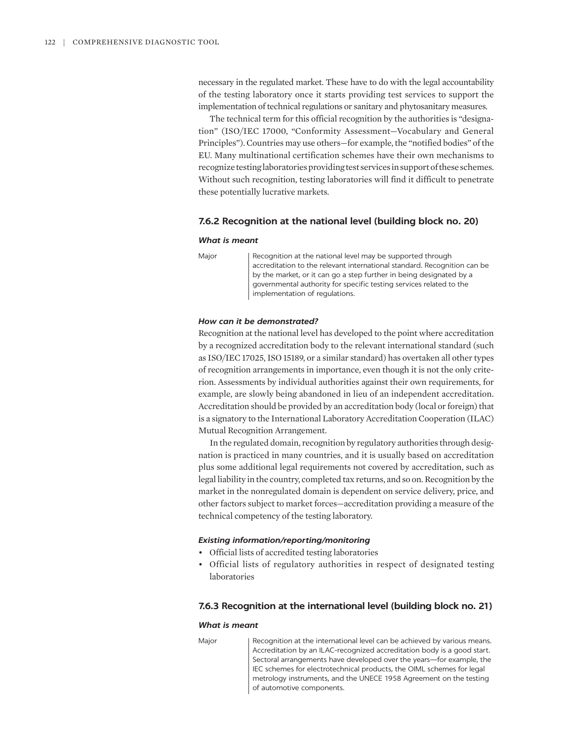necessary in the regulated market. These have to do with the legal accountability of the testing laboratory once it starts providing test services to support the implementation of technical regulations or sanitary and phytosanitary measures.

The technical term for this official recognition by the authorities is "designation" (ISO/IEC 17000, "Conformity Assessment—Vocabulary and General Principles"). Countries may use others—for example, the "notified bodies" of the EU. Many multinational certification schemes have their own mechanisms to recognize testing laboratories providing test services in support of these schemes. Without such recognition, testing laboratories will find it difficult to penetrate these potentially lucrative markets.

### 7.6.2 Recognition at the national level (building block no. 20)

#### *What is meant*

| Major | Recognition at the national level may be supported through accreditation to the relevant international standard. Recognition can be by the market, or it can go a step further in being designated by a governmental authority for specific testing services related to the implementation of regulations. |
|---|---|

#### *How can it be demonstrated?*

Recognition at the national level has developed to the point where accreditation by a recognized accreditation body to the relevant international standard (such as ISO/IEC 17025, ISO 15189, or a similar standard) has overtaken all other types of recognition arrangements in importance, even though it is not the only criterion. Assessments by individual authorities against their own requirements, for example, are slowly being abandoned in lieu of an independent accreditation. Accreditation should be provided by an accreditation body (local or foreign) that is a signatory to the International Laboratory Accreditation Cooperation (ILAC) Mutual Recognition Arrangement.

In the regulated domain, recognition by regulatory authorities through designation is practiced in many countries, and it is usually based on accreditation plus some additional legal requirements not covered by accreditation, such as legal liability in the country, completed tax returns, and so on. Recognition by the market in the nonregulated domain is dependent on service delivery, price, and other factors subject to market forces—accreditation providing a measure of the technical competency of the testing laboratory.

#### *Existing information/reporting/monitoring*

- Official lists of accredited testing laboratories
- Official lists of regulatory authorities in respect of designated testing laboratories

### 7.6.3 Recognition at the international level (building block no. 21)

#### *What is meant*

| Major | Recognition at the international level can be achieved by various means. Accreditation by an ILAC-recognized accreditation body is a good start. Sectoral arrangements have developed over the years—for example, the IEC schemes for electrotechnical products, the OIML schemes for legal metrology instruments, and the UNECE 1958 Agreement on the testing of automotive components. |
|---|---|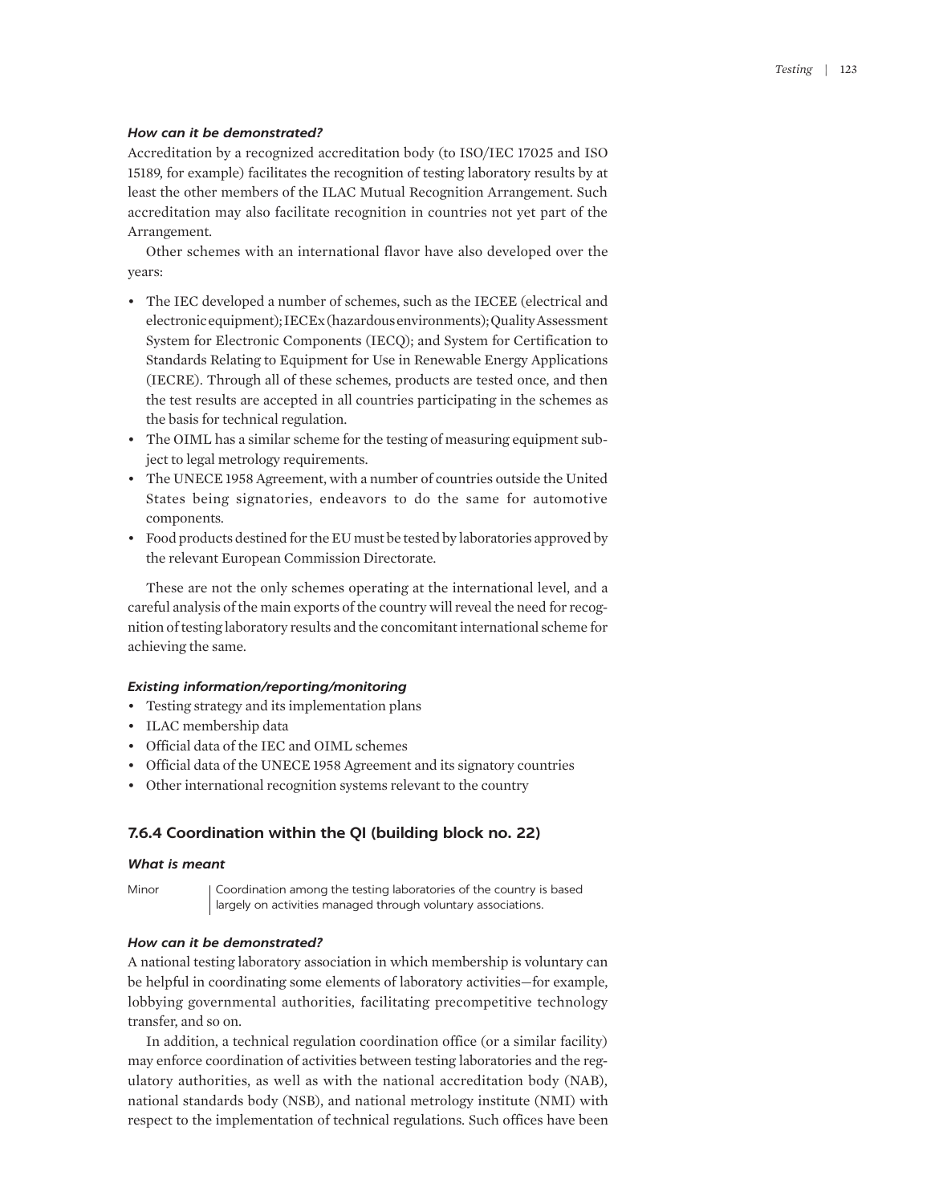#### *How can it be demonstrated?*

Accreditation by a recognized accreditation body (to ISO/IEC 17025 and ISO 15189, for example) facilitates the recognition of testing laboratory results by at least the other members of the ILAC Mutual Recognition Arrangement. Such accreditation may also facilitate recognition in countries not yet part of the Arrangement.

Other schemes with an international flavor have also developed over the years:

- The IEC developed a number of schemes, such as the IECEE (electrical and electronic equipment); IECEx (hazardous environments); Quality Assessment System for Electronic Components (IECQ); and System for Certification to Standards Relating to Equipment for Use in Renewable Energy Applications (IECRE). Through all of these schemes, products are tested once, and then the test results are accepted in all countries participating in the schemes as the basis for technical regulation.
- The OIML has a similar scheme for the testing of measuring equipment subject to legal metrology requirements.
- The UNECE 1958 Agreement, with a number of countries outside the United States being signatories, endeavors to do the same for automotive components.
- Food products destined for the EU must be tested by laboratories approved by the relevant European Commission Directorate.

These are not the only schemes operating at the international level, and a careful analysis of the main exports of the country will reveal the need for recognition of testing laboratory results and the concomitant international scheme for achieving the same.

#### *Existing information/reporting/monitoring*

- Testing strategy and its implementation plans
- ILAC membership data
- Official data of the IEC and OIML schemes
- Official data of the UNECE 1958 Agreement and its signatory countries
- Other international recognition systems relevant to the country

### 7.6.4 Coordination within the QI (building block no. 22)

#### *What is meant*

| | |
|---|---|
| Minor | Coordination among the testing laboratories of the country is based largely on activities managed through voluntary associations. |

#### *How can it be demonstrated?*

A national testing laboratory association in which membership is voluntary can be helpful in coordinating some elements of laboratory activities—for example, lobbying governmental authorities, facilitating precompetitive technology transfer, and so on.

In addition, a technical regulation coordination office (or a similar facility) may enforce coordination of activities between testing laboratories and the regulatory authorities, as well as with the national accreditation body (NAB), national standards body (NSB), and national metrology institute (NMI) with respect to the implementation of technical regulations. Such offices have been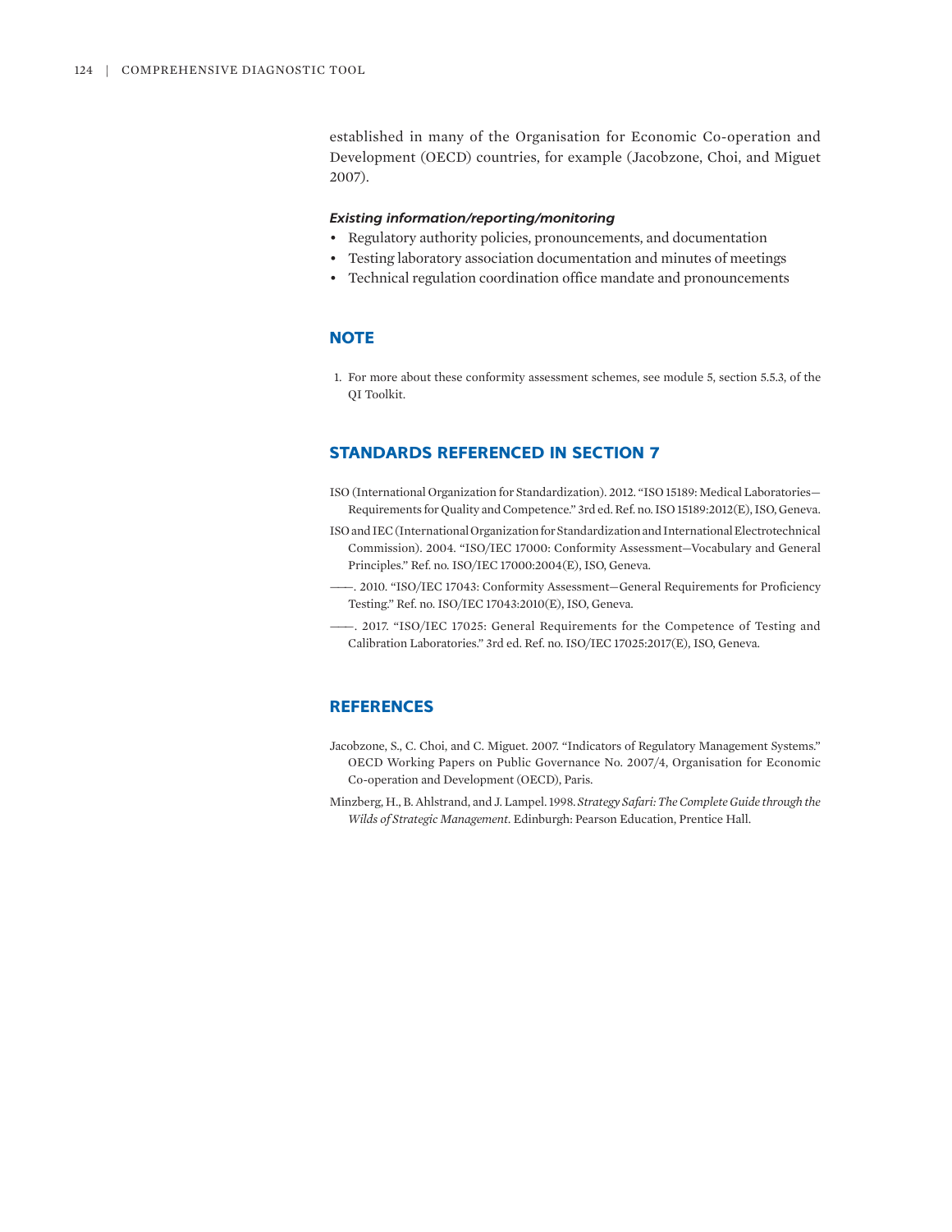established in many of the Organisation for Economic Co-operation and Development (OECD) countries, for example (Jacobzone, Choi, and Miguet 2007).

#### *Existing information/reporting/monitoring*

- Regulatory authority policies, pronouncements, and documentation
- Testing laboratory association documentation and minutes of meetings
- Technical regulation coordination office mandate and pronouncements

## NOTE

1. For more about these conformity assessment schemes, see module 5, section 5.5.3, of the QI Toolkit.

## STANDARDS REFERENCED IN SECTION 7

ISO (International Organization for Standardization). 2012. "ISO 15189: Medical Laboratories—Requirements for Quality and Competence." 3rd ed. Ref. no. ISO 15189:2012(E), ISO, Geneva.

ISO and IEC (International Organization for Standardization and International Electrotechnical Commission). 2004. "ISO/IEC 17000: Conformity Assessment—Vocabulary and General Principles." Ref. no. ISO/IEC 17000:2004(E), ISO, Geneva.

———. 2010. "ISO/IEC 17043: Conformity Assessment—General Requirements for Proficiency Testing." Ref. no. ISO/IEC 17043:2010(E), ISO, Geneva.

———. 2017. "ISO/IEC 17025: General Requirements for the Competence of Testing and Calibration Laboratories." 3rd ed. Ref. no. ISO/IEC 17025:2017(E), ISO, Geneva.

## REFERENCES

Jacobzone, S., C. Choi, and C. Miguet. 2007. "Indicators of Regulatory Management Systems." OECD Working Papers on Public Governance No. 2007/4, Organisation for Economic Co-operation and Development (OECD), Paris.

Minzberg, H., B. Ahlstrand, and J. Lampel. 1998. *Strategy Safari: The Complete Guide through the Wilds of Strategic Management.* Edinburgh: Pearson Education, Prentice Hall.